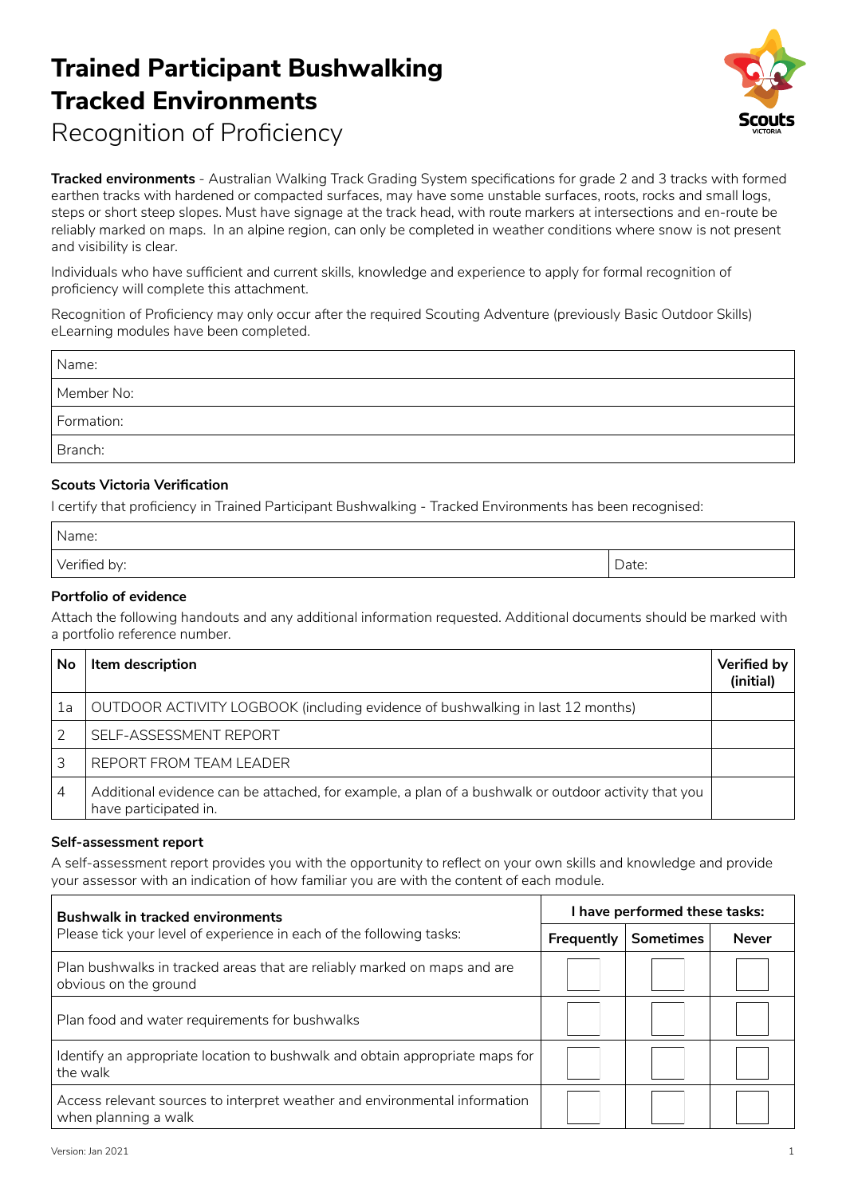# Trained Participant Bushwalking Tracked Environments

Recognition of Proficiency

**Tracked environments** - Australian Walking Track Grading System specifications for grade 2 and 3 tracks with formed earthen tracks with hardened or compacted surfaces, may have some unstable surfaces, roots, rocks and small logs, steps or short steep slopes. Must have signage at the track head, with route markers at intersections and en-route be reliably marked on maps. In an alpine region, can only be completed in weather conditions where snow is not present and visibility is clear.

Individuals who have sufficient and current skills, knowledge and experience to apply for formal recognition of proficiency will complete this attachment.

Recognition of Proficiency may only occur after the required Scouting Adventure (previously Basic Outdoor Skills) eLearning modules have been completed.

| Name: |
|---|
| Member No: |
| Formation: |
| Branch: |

### Scouts Victoria Verification

I certify that proficiency in Trained Participant Bushwalking - Tracked Environments has been recognised:

| Name: | |
|---|---|
| Verified by: | Date: |

### Portfolio of evidence

Attach the following handouts and any additional information requested. Additional documents should be marked with a portfolio reference number.

| No | Item description | Verified by (initial) |
|---|---|---|
| 1a | OUTDOOR ACTIVITY LOGBOOK (including evidence of bushwalking in last 12 months) | |
| 2 | SELF-ASSESSMENT REPORT | |
| 3 | REPORT FROM TEAM LEADER | |
| 4 | Additional evidence can be attached, for example, a plan of a bushwalk or outdoor activity that you have participated in. | |

### Self-assessment report

A self-assessment report provides you with the opportunity to reflect on your own skills and knowledge and provide your assessor with an indication of how familiar you are with the content of each module.

| **Bushwalk in tracked environments** Please tick your level of experience in each of the following tasks: | I have performed these tasks: | | |
|---|---|---|---|
| | **Frequently** | **Sometimes** | **Never** |
| Plan bushwalks in tracked areas that are reliably marked on maps and are obvious on the ground | ☐ | ☐ | ☐ |
| Plan food and water requirements for bushwalks | ☐ | ☐ | ☐ |
| Identify an appropriate location to bushwalk and obtain appropriate maps for the walk | ☐ | ☐ | ☐ |
| Access relevant sources to interpret weather and environmental information when planning a walk | ☐ | ☐ | ☐ |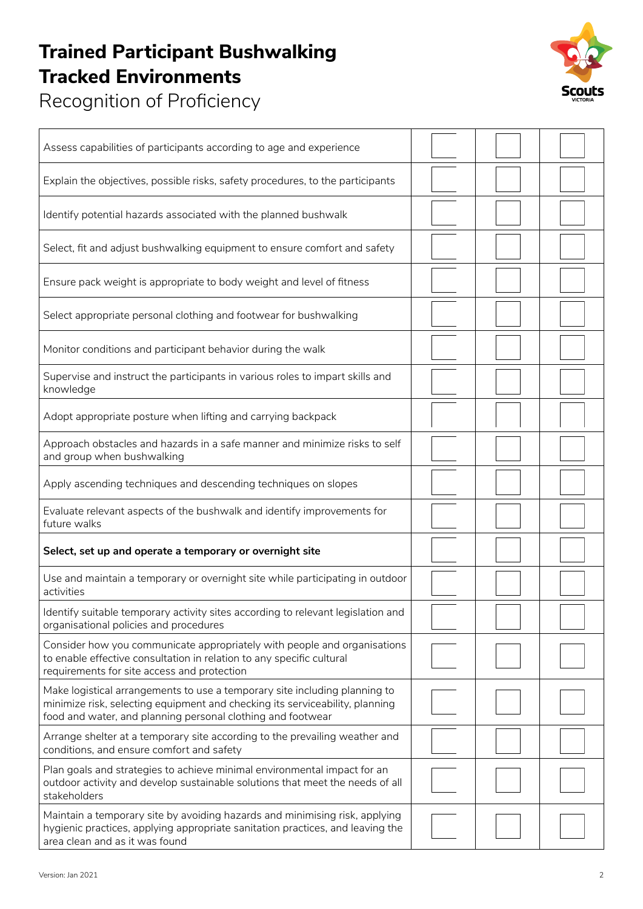# Trained Participant Bushwalking Tracked Environments

Recognition of Proficiency

| | | | |
|---|---|---|---|
| Assess capabilities of participants according to age and experience | | | |
| Explain the objectives, possible risks, safety procedures, to the participants | | | |
| Identify potential hazards associated with the planned bushwalk | | | |
| Select, fit and adjust bushwalking equipment to ensure comfort and safety | | | |
| Ensure pack weight is appropriate to body weight and level of fitness | | | |
| Select appropriate personal clothing and footwear for bushwalking | | | |
| Monitor conditions and participant behavior during the walk | | | |
| Supervise and instruct the participants in various roles to impart skills and knowledge | | | |
| Adopt appropriate posture when lifting and carrying backpack | | | |
| Approach obstacles and hazards in a safe manner and minimize risks to self and group when bushwalking | | | |
| Apply ascending techniques and descending techniques on slopes | | | |
| Evaluate relevant aspects of the bushwalk and identify improvements for future walks | | | |
| **Select, set up and operate a temporary or overnight site** | | | |
| Use and maintain a temporary or overnight site while participating in outdoor activities | | | |
| Identify suitable temporary activity sites according to relevant legislation and organisational policies and procedures | | | |
| Consider how you communicate appropriately with people and organisations to enable effective consultation in relation to any specific cultural requirements for site access and protection | | | |
| Make logistical arrangements to use a temporary site including planning to minimize risk, selecting equipment and checking its serviceability, planning food and water, and planning personal clothing and footwear | | | |
| Arrange shelter at a temporary site according to the prevailing weather and conditions, and ensure comfort and safety | | | |
| Plan goals and strategies to achieve minimal environmental impact for an outdoor activity and develop sustainable solutions that meet the needs of all stakeholders | | | |
| Maintain a temporary site by avoiding hazards and minimising risk, applying hygienic practices, applying appropriate sanitation practices, and leaving the area clean and as it was found | | | |

Version: Jan 2021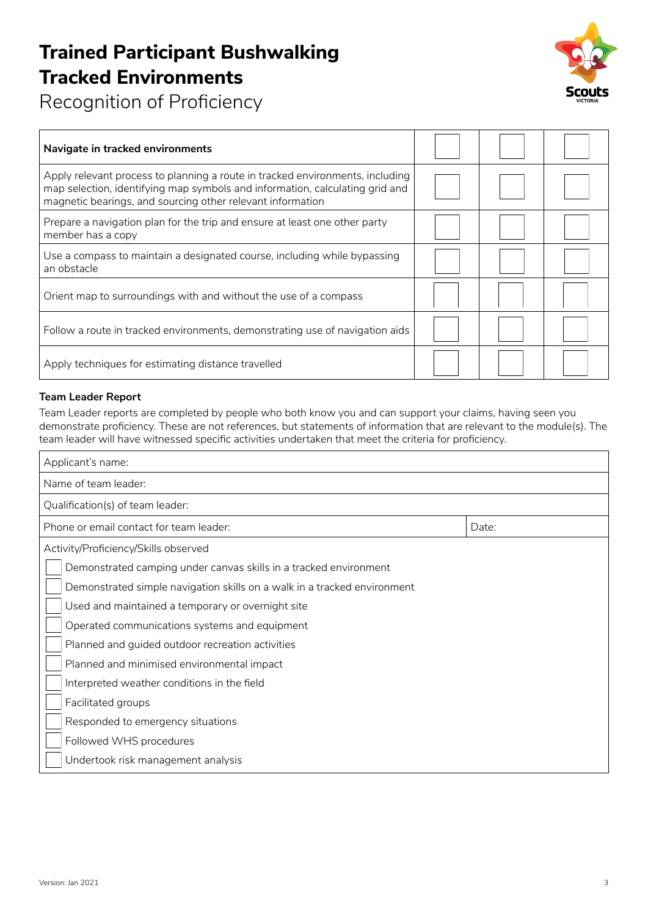# Trained Participant Bushwalking Tracked Environments

Recognition of Proficiency

| Navigate in tracked environments | | | |
|---|---|---|---|
| Apply relevant process to planning a route in tracked environments, including map selection, identifying map symbols and information, calculating grid and magnetic bearings, and sourcing other relevant information | ☐ | ☐ | ☐ |
| Prepare a navigation plan for the trip and ensure at least one other party member has a copy | ☐ | ☐ | ☐ |
| Use a compass to maintain a designated course, including while bypassing an obstacle | ☐ | ☐ | ☐ |
| Orient map to surroundings with and without the use of a compass | ☐ | ☐ | ☐ |
| Follow a route in tracked environments, demonstrating use of navigation aids | ☐ | ☐ | ☐ |
| Apply techniques for estimating distance travelled | ☐ | ☐ | ☐ |

**Team Leader Report**

Team Leader reports are completed by people who both know you and can support your claims, having seen you demonstrate proficiency. These are not references, but statements of information that are relevant to the module(s). The team leader will have witnessed specific activities undertaken that meet the criteria for proficiency.

| Applicant's name: | |
|---|---|
| Name of team leader: | |
| Qualification(s) of team leader: | |
| Phone or email contact for team leader: | Date: |

Activity/Proficiency/Skills observed

- ☐ Demonstrated camping under canvas skills in a tracked environment
- ☐ Demonstrated simple navigation skills on a walk in a tracked environment
- ☐ Used and maintained a temporary or overnight site
- ☐ Operated communications systems and equipment
- ☐ Planned and guided outdoor recreation activities
- ☐ Planned and minimised environmental impact
- ☐ Interpreted weather conditions in the field
- ☐ Facilitated groups
- ☐ Responded to emergency situations
- ☐ Followed WHS procedures
- ☐ Undertook risk management analysis

Version: Jan 2021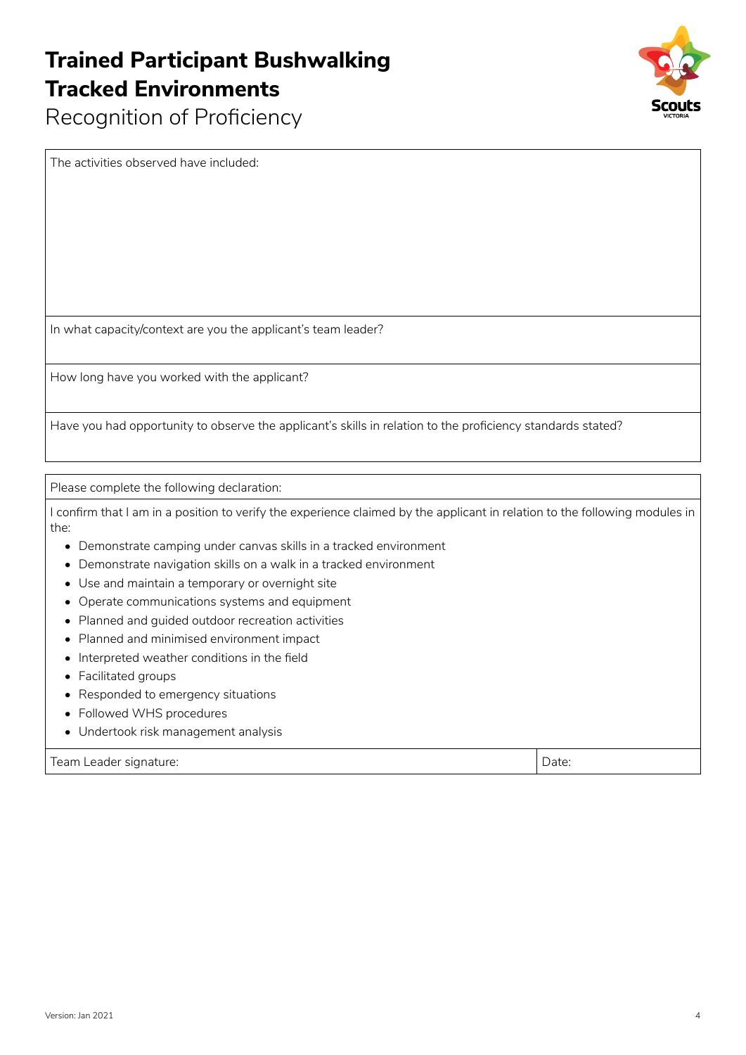# Trained Participant Bushwalking Tracked Environments

Recognition of Proficiency

| |
|---|
| The activities observed have included: |
| In what capacity/context are you the applicant's team leader? |
| How long have you worked with the applicant? |
| Have you had opportunity to observe the applicant's skills in relation to the proficiency standards stated? |

Please complete the following declaration:

I confirm that I am in a position to verify the experience claimed by the applicant in relation to the following modules in the:

- Demonstrate camping under canvas skills in a tracked environment
- Demonstrate navigation skills on a walk in a tracked environment
- Use and maintain a temporary or overnight site
- Operate communications systems and equipment
- Planned and guided outdoor recreation activities
- Planned and minimised environment impact
- Interpreted weather conditions in the field
- Facilitated groups
- Responded to emergency situations
- Followed WHS procedures
- Undertook risk management analysis

| | |
|---|---|
| Team Leader signature: | Date: |

Version: Jan 2021